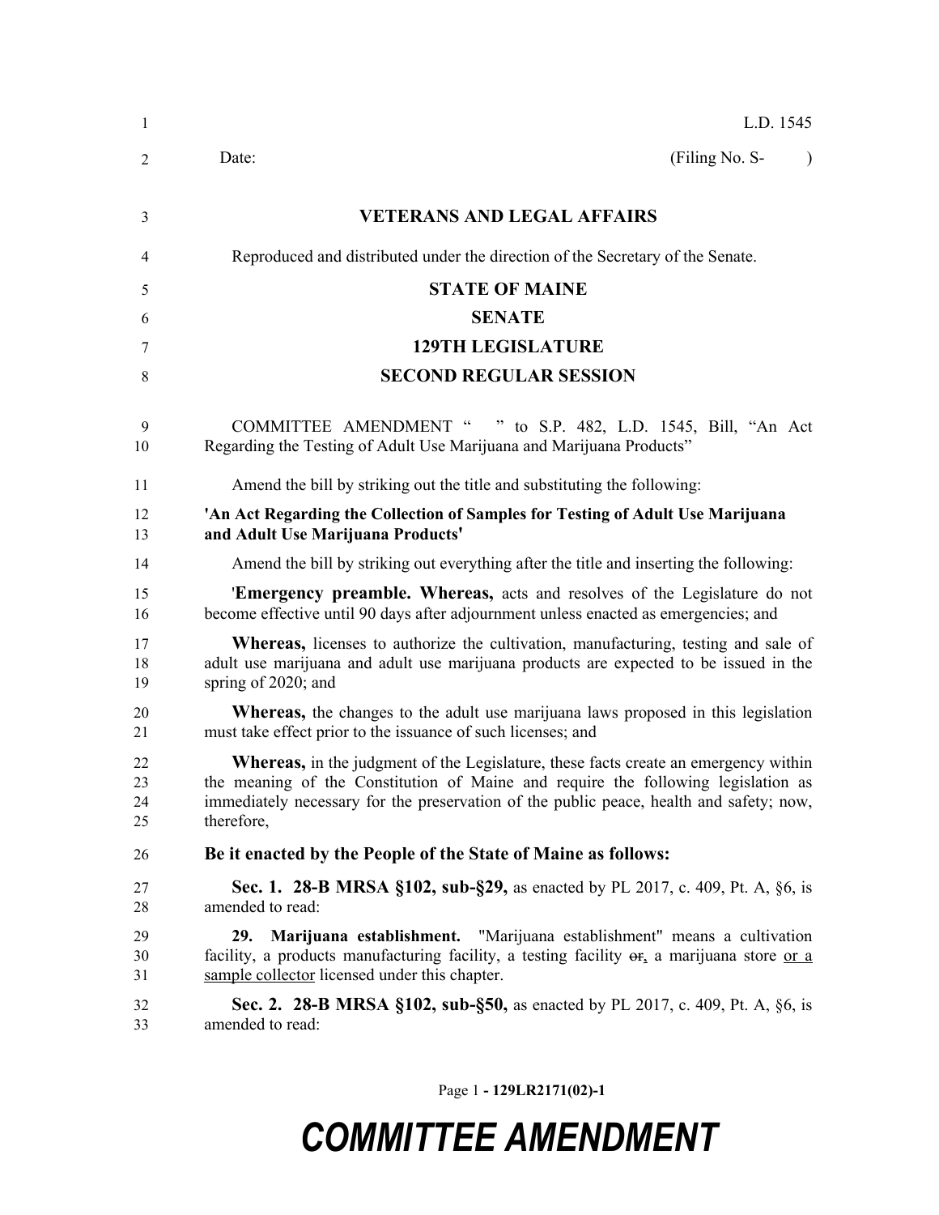L.D. 1545

Date: (Filing No. S- )

**VETERANS AND LEGAL AFFAIRS**

Reproduced and distributed under the direction of the Secretary of the Senate.

**STATE OF MAINE**

**SENATE**

**129TH LEGISLATURE**

**SECOND REGULAR SESSION**

COMMITTEE AMENDMENT " " to S.P. 482, L.D. 1545, Bill, "An Act Regarding the Testing of Adult Use Marijuana and Marijuana Products"

Amend the bill by striking out the title and substituting the following:

**'An Act Regarding the Collection of Samples for Testing of Adult Use Marijuana and Adult Use Marijuana Products'**

Amend the bill by striking out everything after the title and inserting the following:

'**Emergency preamble. Whereas,** acts and resolves of the Legislature do not become effective until 90 days after adjournment unless enacted as emergencies; and

**Whereas,** licenses to authorize the cultivation, manufacturing, testing and sale of adult use marijuana and adult use marijuana products are expected to be issued in the spring of 2020; and

**Whereas,** the changes to the adult use marijuana laws proposed in this legislation must take effect prior to the issuance of such licenses; and

**Whereas,** in the judgment of the Legislature, these facts create an emergency within the meaning of the Constitution of Maine and require the following legislation as immediately necessary for the preservation of the public peace, health and safety; now, therefore,

**Be it enacted by the People of the State of Maine as follows:**

**Sec. 1. 28-B MRSA §102, sub-§29,** as enacted by PL 2017, c. 409, Pt. A, §6, is amended to read:

**29. Marijuana establishment.** "Marijuana establishment" means a cultivation facility, a products manufacturing facility, a testing facility ~~or~~, a marijuana store <u>or a sample collector</u> licensed under this chapter.

**Sec. 2. 28-B MRSA §102, sub-§50,** as enacted by PL 2017, c. 409, Pt. A, §6, is amended to read: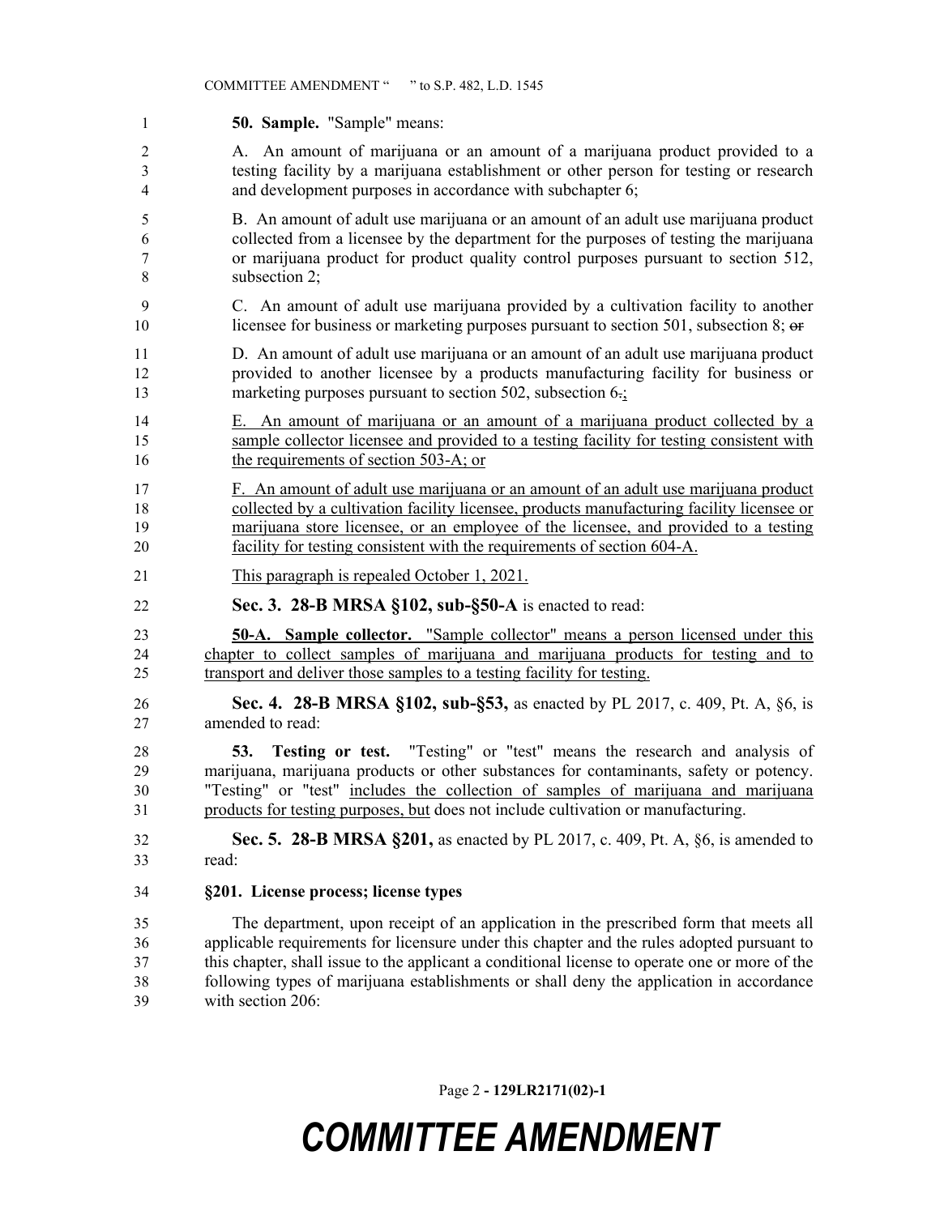**50. Sample.** "Sample" means:

A. An amount of marijuana or an amount of a marijuana product provided to a testing facility by a marijuana establishment or other person for testing or research and development purposes in accordance with subchapter 6;

B. An amount of adult use marijuana or an amount of an adult use marijuana product collected from a licensee by the department for the purposes of testing the marijuana or marijuana product for product quality control purposes pursuant to section 512, subsection 2;

C. An amount of adult use marijuana provided by a cultivation facility to another licensee for business or marketing purposes pursuant to section 501, subsection 8; ~~or~~

D. An amount of adult use marijuana or an amount of an adult use marijuana product provided to another licensee by a products manufacturing facility for business or marketing purposes pursuant to section 502, subsection 6~~.~~;

E. An amount of marijuana or an amount of a marijuana product collected by a sample collector licensee and provided to a testing facility for testing consistent with the requirements of section 503-A; or

F. An amount of adult use marijuana or an amount of an adult use marijuana product collected by a cultivation facility licensee, products manufacturing facility licensee or marijuana store licensee, or an employee of the licensee, and provided to a testing facility for testing consistent with the requirements of section 604-A.

This paragraph is repealed October 1, 2021.

**Sec. 3. 28-B MRSA §102, sub-§50-A** is enacted to read:

**50-A. Sample collector.** "Sample collector" means a person licensed under this chapter to collect samples of marijuana and marijuana products for testing and to transport and deliver those samples to a testing facility for testing.

**Sec. 4. 28-B MRSA §102, sub-§53,** as enacted by PL 2017, c. 409, Pt. A, §6, is amended to read:

**53. Testing or test.** "Testing" or "test" means the research and analysis of marijuana, marijuana products or other substances for contaminants, safety or potency. "Testing" or "test" includes the collection of samples of marijuana and marijuana products for testing purposes, but does not include cultivation or manufacturing.

**Sec. 5. 28-B MRSA §201,** as enacted by PL 2017, c. 409, Pt. A, §6, is amended to read:

**§201. License process; license types**

The department, upon receipt of an application in the prescribed form that meets all applicable requirements for licensure under this chapter and the rules adopted pursuant to this chapter, shall issue to the applicant a conditional license to operate one or more of the following types of marijuana establishments or shall deny the application in accordance with section 206: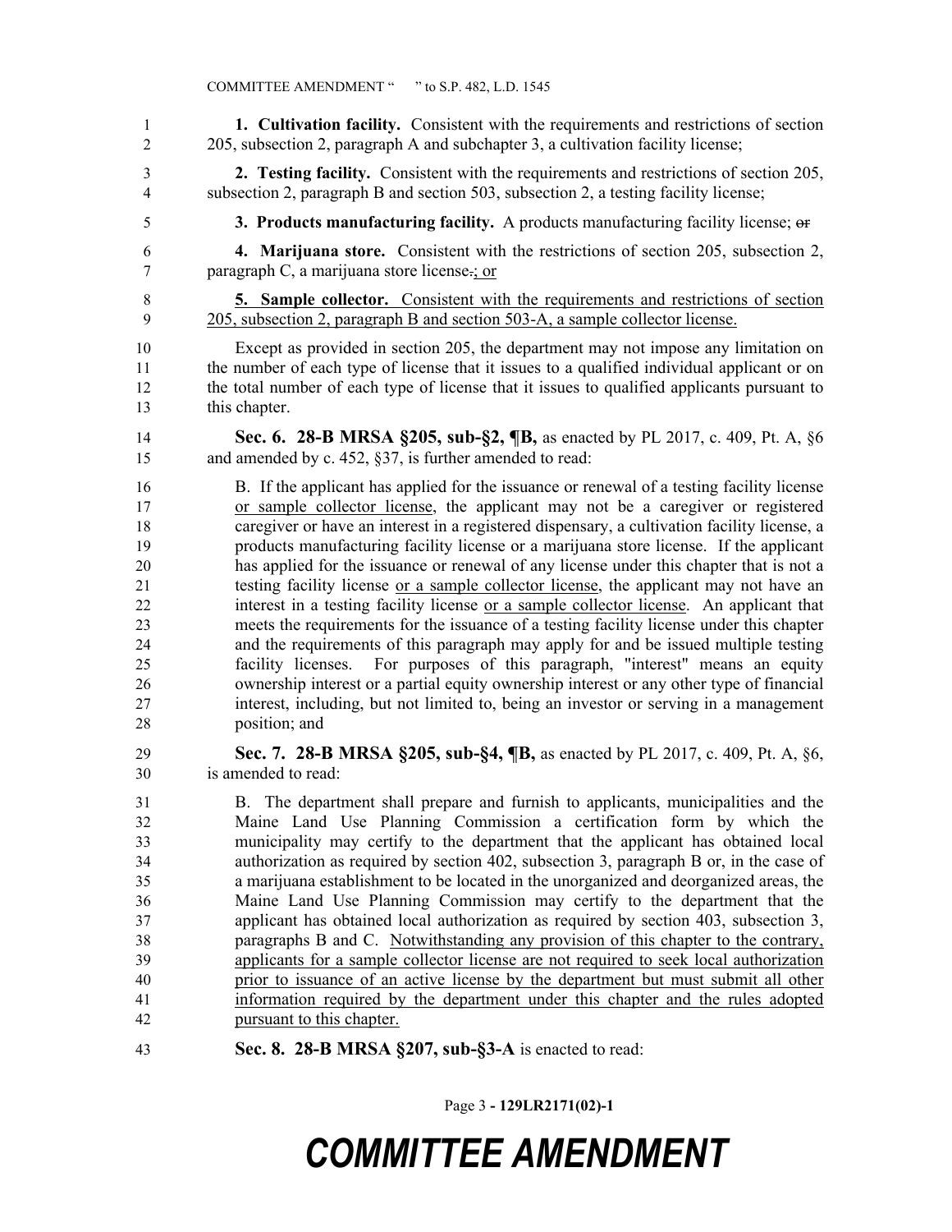**1. Cultivation facility.** Consistent with the requirements and restrictions of section 205, subsection 2, paragraph A and subchapter 3, a cultivation facility license;

**2. Testing facility.** Consistent with the requirements and restrictions of section 205, subsection 2, paragraph B and section 503, subsection 2, a testing facility license;

**3. Products manufacturing facility.** A products manufacturing facility license; ~~or~~

**4. Marijuana store.** Consistent with the restrictions of section 205, subsection 2, paragraph C, a marijuana store license~~.~~; or

**5. Sample collector.** Consistent with the requirements and restrictions of section 205, subsection 2, paragraph B and section 503-A, a sample collector license.

Except as provided in section 205, the department may not impose any limitation on the number of each type of license that it issues to a qualified individual applicant or on the total number of each type of license that it issues to qualified applicants pursuant to this chapter.

**Sec. 6. 28-B MRSA §205, sub-§2, ¶B,** as enacted by PL 2017, c. 409, Pt. A, §6 and amended by c. 452, §37, is further amended to read:

B. If the applicant has applied for the issuance or renewal of a testing facility license or sample collector license, the applicant may not be a caregiver or registered caregiver or have an interest in a registered dispensary, a cultivation facility license, a products manufacturing facility license or a marijuana store license. If the applicant has applied for the issuance or renewal of any license under this chapter that is not a testing facility license or a sample collector license, the applicant may not have an interest in a testing facility license or a sample collector license. An applicant that meets the requirements for the issuance of a testing facility license under this chapter and the requirements of this paragraph may apply for and be issued multiple testing facility licenses. For purposes of this paragraph, "interest" means an equity ownership interest or a partial equity ownership interest or any other type of financial interest, including, but not limited to, being an investor or serving in a management position; and

**Sec. 7. 28-B MRSA §205, sub-§4, ¶B,** as enacted by PL 2017, c. 409, Pt. A, §6, is amended to read:

B. The department shall prepare and furnish to applicants, municipalities and the Maine Land Use Planning Commission a certification form by which the municipality may certify to the department that the applicant has obtained local authorization as required by section 402, subsection 3, paragraph B or, in the case of a marijuana establishment to be located in the unorganized and deorganized areas, the Maine Land Use Planning Commission may certify to the department that the applicant has obtained local authorization as required by section 403, subsection 3, paragraphs B and C. Notwithstanding any provision of this chapter to the contrary, applicants for a sample collector license are not required to seek local authorization prior to issuance of an active license by the department but must submit all other information required by the department under this chapter and the rules adopted pursuant to this chapter.

**Sec. 8. 28-B MRSA §207, sub-§3-A** is enacted to read: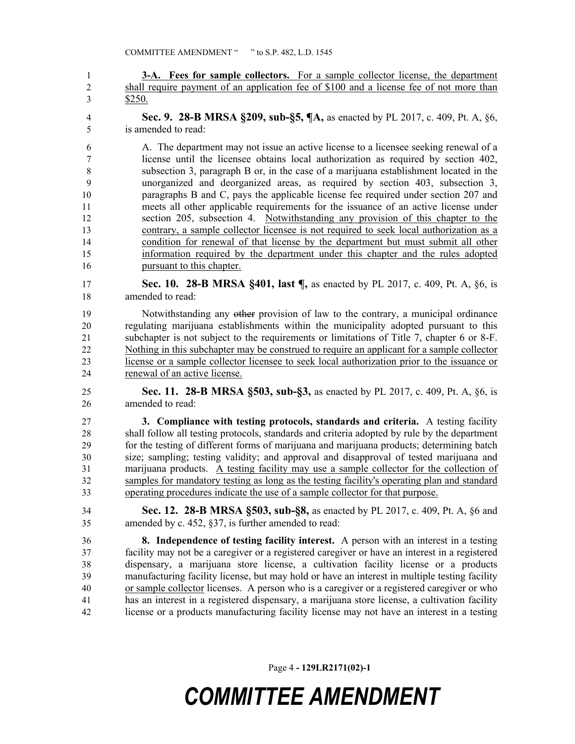**3-A. Fees for sample collectors.** For a sample collector license, the department shall require payment of an application fee of $100 and a license fee of not more than $250.

**Sec. 9. 28-B MRSA §209, sub-§5, ¶A,** as enacted by PL 2017, c. 409, Pt. A, §6, is amended to read:

A. The department may not issue an active license to a licensee seeking renewal of a license until the licensee obtains local authorization as required by section 402, subsection 3, paragraph B or, in the case of a marijuana establishment located in the unorganized and deorganized areas, as required by section 403, subsection 3, paragraphs B and C, pays the applicable license fee required under section 207 and meets all other applicable requirements for the issuance of an active license under section 205, subsection 4. Notwithstanding any provision of this chapter to the contrary, a sample collector licensee is not required to seek local authorization as a condition for renewal of that license by the department but must submit all other information required by the department under this chapter and the rules adopted pursuant to this chapter.

**Sec. 10. 28-B MRSA §401, last ¶,** as enacted by PL 2017, c. 409, Pt. A, §6, is amended to read:

Notwithstanding any ~~other~~ provision of law to the contrary, a municipal ordinance regulating marijuana establishments within the municipality adopted pursuant to this subchapter is not subject to the requirements or limitations of Title 7, chapter 6 or 8-F. Nothing in this subchapter may be construed to require an applicant for a sample collector license or a sample collector licensee to seek local authorization prior to the issuance or renewal of an active license.

**Sec. 11. 28-B MRSA §503, sub-§3,** as enacted by PL 2017, c. 409, Pt. A, §6, is amended to read:

**3. Compliance with testing protocols, standards and criteria.** A testing facility shall follow all testing protocols, standards and criteria adopted by rule by the department for the testing of different forms of marijuana and marijuana products; determining batch size; sampling; testing validity; and approval and disapproval of tested marijuana and marijuana products. A testing facility may use a sample collector for the collection of samples for mandatory testing as long as the testing facility's operating plan and standard operating procedures indicate the use of a sample collector for that purpose.

**Sec. 12. 28-B MRSA §503, sub-§8,** as enacted by PL 2017, c. 409, Pt. A, §6 and amended by c. 452, §37, is further amended to read:

**8. Independence of testing facility interest.** A person with an interest in a testing facility may not be a caregiver or a registered caregiver or have an interest in a registered dispensary, a marijuana store license, a cultivation facility license or a products manufacturing facility license, but may hold or have an interest in multiple testing facility or sample collector licenses. A person who is a caregiver or a registered caregiver or who has an interest in a registered dispensary, a marijuana store license, a cultivation facility license or a products manufacturing facility license may not have an interest in a testing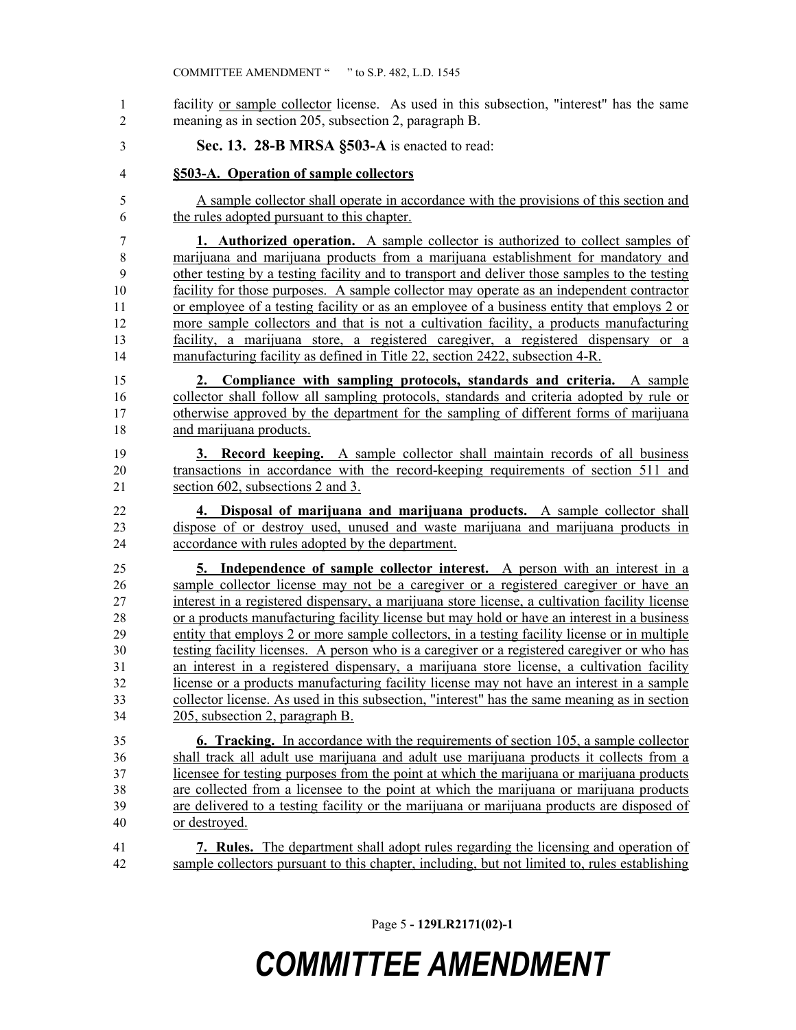facility <u>or sample collector</u> license. As used in this subsection, "interest" has the same meaning as in section 205, subsection 2, paragraph B.

**Sec. 13. 28-B MRSA §503-A** is enacted to read:

<u>**§503-A. Operation of sample collectors**</u>

<u>A sample collector shall operate in accordance with the provisions of this section and the rules adopted pursuant to this chapter.</u>

<u>**1. Authorized operation.** A sample collector is authorized to collect samples of marijuana and marijuana products from a marijuana establishment for mandatory and other testing by a testing facility and to transport and deliver those samples to the testing facility for those purposes. A sample collector may operate as an independent contractor or employee of a testing facility or as an employee of a business entity that employs 2 or more sample collectors and that is not a cultivation facility, a products manufacturing facility, a marijuana store, a registered caregiver, a registered dispensary or a manufacturing facility as defined in Title 22, section 2422, subsection 4-R.</u>

<u>**2. Compliance with sampling protocols, standards and criteria.** A sample collector shall follow all sampling protocols, standards and criteria adopted by rule or otherwise approved by the department for the sampling of different forms of marijuana and marijuana products.</u>

<u>**3. Record keeping.** A sample collector shall maintain records of all business transactions in accordance with the record-keeping requirements of section 511 and section 602, subsections 2 and 3.</u>

<u>**4. Disposal of marijuana and marijuana products.** A sample collector shall dispose of or destroy used, unused and waste marijuana and marijuana products in accordance with rules adopted by the department.</u>

<u>**5. Independence of sample collector interest.** A person with an interest in a sample collector license may not be a caregiver or a registered caregiver or have an interest in a registered dispensary, a marijuana store license, a cultivation facility license or a products manufacturing facility license but may hold or have an interest in a business entity that employs 2 or more sample collectors, in a testing facility license or in multiple testing facility licenses. A person who is a caregiver or a registered caregiver or who has an interest in a registered dispensary, a marijuana store license, a cultivation facility license or a products manufacturing facility license may not have an interest in a sample collector license. As used in this subsection, "interest" has the same meaning as in section 205, subsection 2, paragraph B.</u>

<u>**6. Tracking.** In accordance with the requirements of section 105, a sample collector shall track all adult use marijuana and adult use marijuana products it collects from a licensee for testing purposes from the point at which the marijuana or marijuana products are collected from a licensee to the point at which the marijuana or marijuana products are delivered to a testing facility or the marijuana or marijuana products are disposed of or destroyed.</u>

<u>**7. Rules.** The department shall adopt rules regarding the licensing and operation of sample collectors pursuant to this chapter, including, but not limited to, rules establishing</u>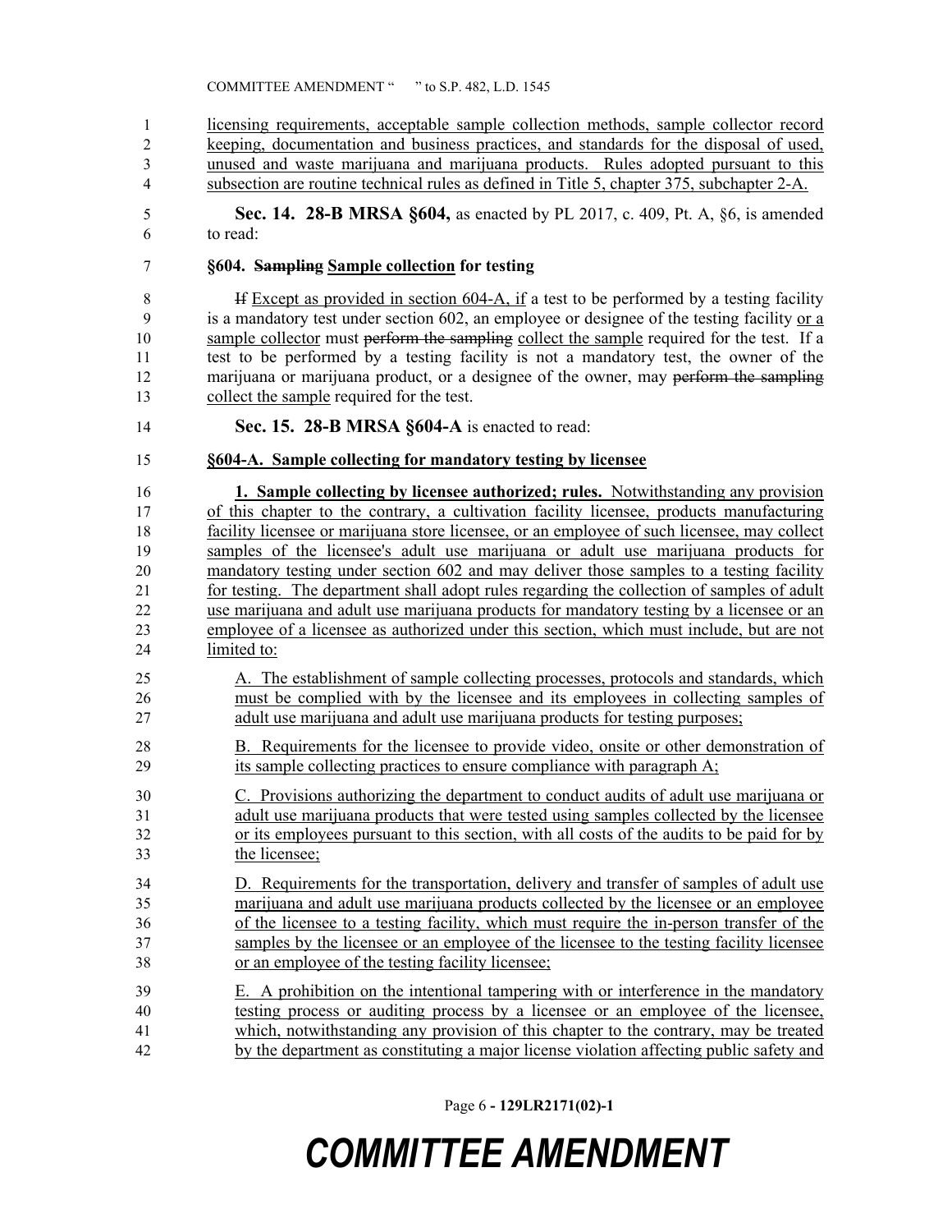licensing requirements, acceptable sample collection methods, sample collector record keeping, documentation and business practices, and standards for the disposal of used, unused and waste marijuana and marijuana products. Rules adopted pursuant to this subsection are routine technical rules as defined in Title 5, chapter 375, subchapter 2-A.

**Sec. 14. 28-B MRSA §604,** as enacted by PL 2017, c. 409, Pt. A, §6, is amended to read:

**§604. ~~Sampling~~ Sample collection for testing**

~~If~~ Except as provided in section 604-A, if a test to be performed by a testing facility is a mandatory test under section 602, an employee or designee of the testing facility or a sample collector must ~~perform the sampling~~ collect the sample required for the test. If a test to be performed by a testing facility is not a mandatory test, the owner of the marijuana or marijuana product, or a designee of the owner, may ~~perform the sampling~~ collect the sample required for the test.

**Sec. 15. 28-B MRSA §604-A** is enacted to read:

**§604-A. Sample collecting for mandatory testing by licensee**

**1. Sample collecting by licensee authorized; rules.** Notwithstanding any provision of this chapter to the contrary, a cultivation facility licensee, products manufacturing facility licensee or marijuana store licensee, or an employee of such licensee, may collect samples of the licensee's adult use marijuana or adult use marijuana products for mandatory testing under section 602 and may deliver those samples to a testing facility for testing. The department shall adopt rules regarding the collection of samples of adult use marijuana and adult use marijuana products for mandatory testing by a licensee or an employee of a licensee as authorized under this section, which must include, but are not limited to:

A. The establishment of sample collecting processes, protocols and standards, which must be complied with by the licensee and its employees in collecting samples of adult use marijuana and adult use marijuana products for testing purposes;

B. Requirements for the licensee to provide video, onsite or other demonstration of its sample collecting practices to ensure compliance with paragraph A;

C. Provisions authorizing the department to conduct audits of adult use marijuana or adult use marijuana products that were tested using samples collected by the licensee or its employees pursuant to this section, with all costs of the audits to be paid for by the licensee;

D. Requirements for the transportation, delivery and transfer of samples of adult use marijuana and adult use marijuana products collected by the licensee or an employee of the licensee to a testing facility, which must require the in-person transfer of the samples by the licensee or an employee of the licensee to the testing facility licensee or an employee of the testing facility licensee;

E. A prohibition on the intentional tampering with or interference in the mandatory testing process or auditing process by a licensee or an employee of the licensee, which, notwithstanding any provision of this chapter to the contrary, may be treated by the department as constituting a major license violation affecting public safety and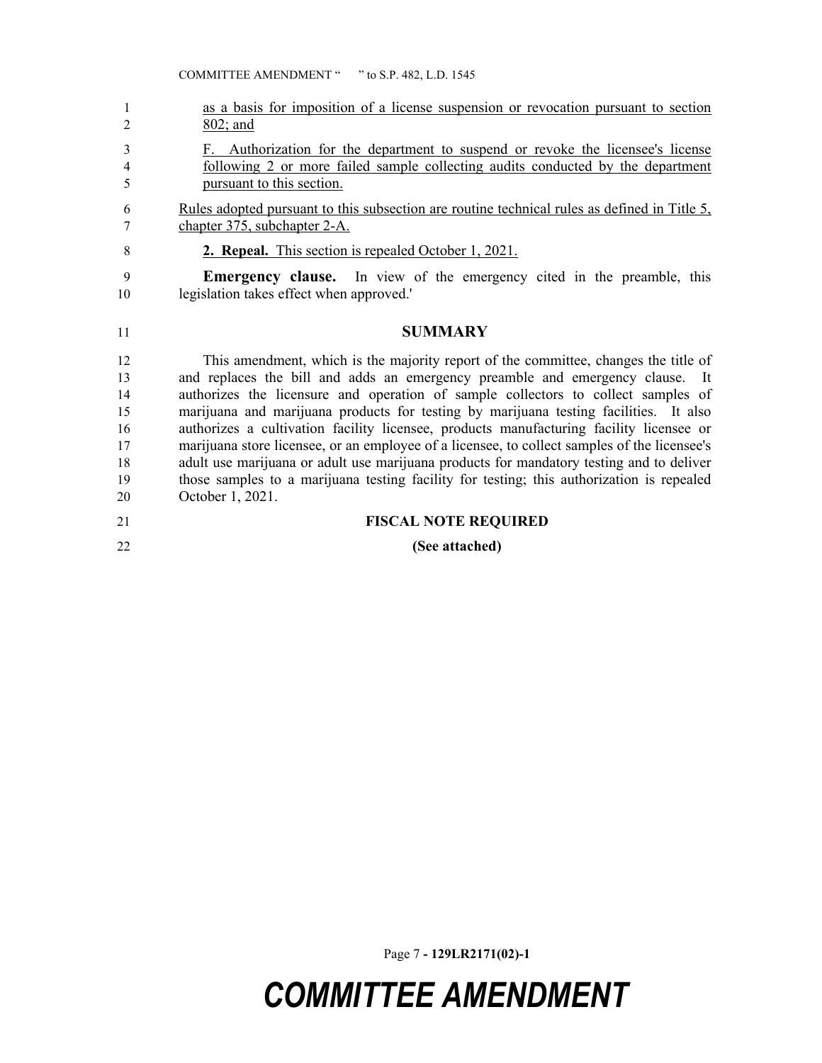as a basis for imposition of a license suspension or revocation pursuant to section 802; and

F. Authorization for the department to suspend or revoke the licensee's license following 2 or more failed sample collecting audits conducted by the department pursuant to this section.

Rules adopted pursuant to this subsection are routine technical rules as defined in Title 5, chapter 375, subchapter 2-A.

**2. Repeal.** This section is repealed October 1, 2021.

**Emergency clause.** In view of the emergency cited in the preamble, this legislation takes effect when approved.'

## SUMMARY

This amendment, which is the majority report of the committee, changes the title of and replaces the bill and adds an emergency preamble and emergency clause. It authorizes the licensure and operation of sample collectors to collect samples of marijuana and marijuana products for testing by marijuana testing facilities. It also authorizes a cultivation facility licensee, products manufacturing facility licensee or marijuana store licensee, or an employee of a licensee, to collect samples of the licensee's adult use marijuana or adult use marijuana products for mandatory testing and to deliver those samples to a marijuana testing facility for testing; this authorization is repealed October 1, 2021.

**FISCAL NOTE REQUIRED**

**(See attached)**